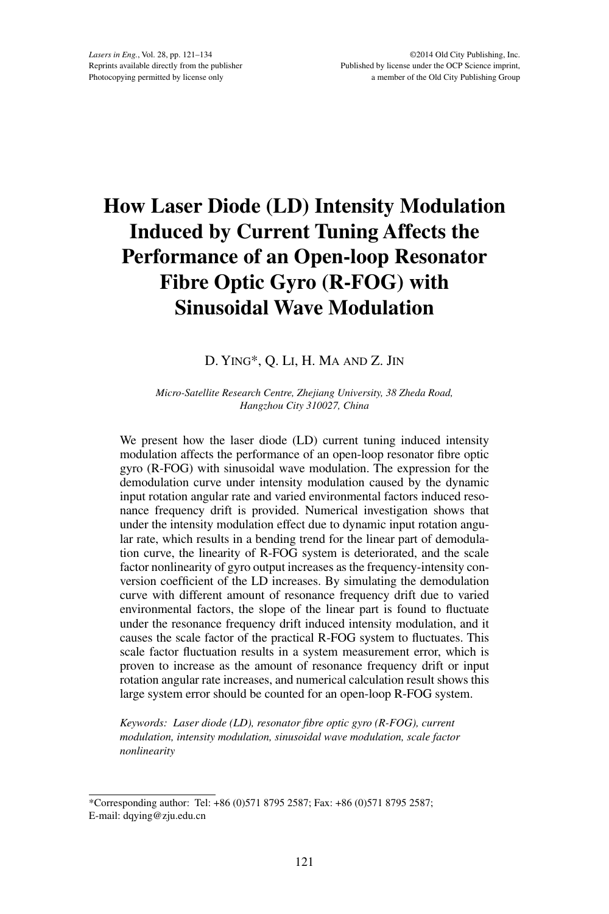# How Laser Diode (LD) Intensity Modulation Induced by Current Tuning Affects the Performance of an Open-loop Resonator Fibre Optic Gyro (R-FOG) with Sinusoidal Wave Modulation

D. Ying*, Q. Li, H. Ma and Z. Jin

*Micro-Satellite Research Centre, Zhejiang University, 38 Zheda Road, Hangzhou City 310027, China*

We present how the laser diode (LD) current tuning induced intensity modulation affects the performance of an open-loop resonator fibre optic gyro (R-FOG) with sinusoidal wave modulation. The expression for the demodulation curve under intensity modulation caused by the dynamic input rotation angular rate and varied environmental factors induced resonance frequency drift is provided. Numerical investigation shows that under the intensity modulation effect due to dynamic input rotation angular rate, which results in a bending trend for the linear part of demodulation curve, the linearity of R-FOG system is deteriorated, and the scale factor nonlinearity of gyro output increases as the frequency-intensity conversion coefficient of the LD increases. By simulating the demodulation curve with different amount of resonance frequency drift due to varied environmental factors, the slope of the linear part is found to fluctuate under the resonance frequency drift induced intensity modulation, and it causes the scale factor of the practical R-FOG system to fluctuates. This scale factor fluctuation results in a system measurement error, which is proven to increase as the amount of resonance frequency drift or input rotation angular rate increases, and numerical calculation result shows this large system error should be counted for an open-loop R-FOG system.

*Keywords: Laser diode (LD), resonator fibre optic gyro (R-FOG), current modulation, intensity modulation, sinusoidal wave modulation, scale factor nonlinearity*

---

*Corresponding author: Tel: +86 (0)571 8795 2587; Fax: +86 (0)571 8795 2587; E-mail: dqying@zju.edu.cn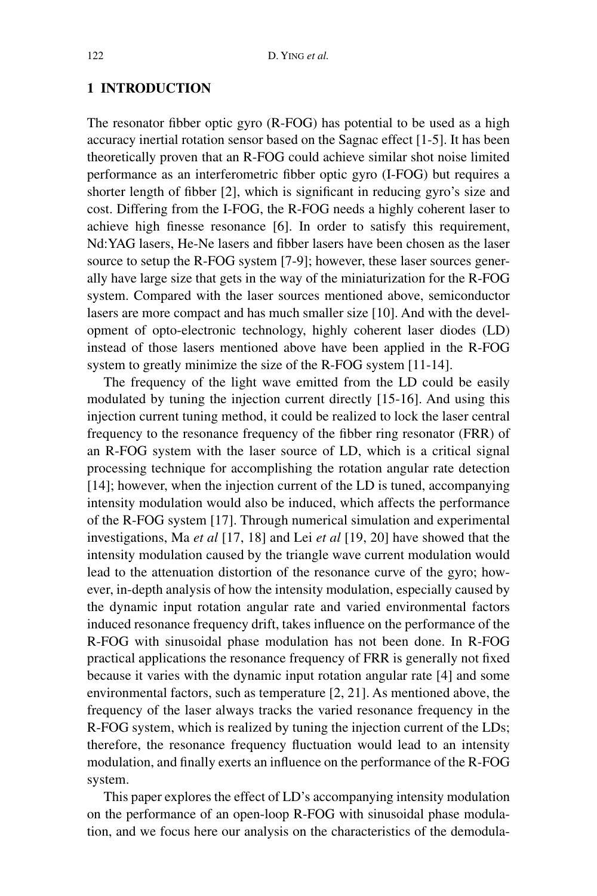## 1 INTRODUCTION

The resonator fibber optic gyro (R-FOG) has potential to be used as a high accuracy inertial rotation sensor based on the Sagnac effect [1-5]. It has been theoretically proven that an R-FOG could achieve similar shot noise limited performance as an interferometric fibber optic gyro (I-FOG) but requires a shorter length of fibber [2], which is significant in reducing gyro's size and cost. Differing from the I-FOG, the R-FOG needs a highly coherent laser to achieve high finesse resonance [6]. In order to satisfy this requirement, Nd:YAG lasers, He-Ne lasers and fibber lasers have been chosen as the laser source to setup the R-FOG system [7-9]; however, these laser sources generally have large size that gets in the way of the miniaturization for the R-FOG system. Compared with the laser sources mentioned above, semiconductor lasers are more compact and has much smaller size [10]. And with the development of opto-electronic technology, highly coherent laser diodes (LD) instead of those lasers mentioned above have been applied in the R-FOG system to greatly minimize the size of the R-FOG system [11-14].

The frequency of the light wave emitted from the LD could be easily modulated by tuning the injection current directly [15-16]. And using this injection current tuning method, it could be realized to lock the laser central frequency to the resonance frequency of the fibber ring resonator (FRR) of an R-FOG system with the laser source of LD, which is a critical signal processing technique for accomplishing the rotation angular rate detection [14]; however, when the injection current of the LD is tuned, accompanying intensity modulation would also be induced, which affects the performance of the R-FOG system [17]. Through numerical simulation and experimental investigations, Ma *et al* [17, 18] and Lei *et al* [19, 20] have showed that the intensity modulation caused by the triangle wave current modulation would lead to the attenuation distortion of the resonance curve of the gyro; however, in-depth analysis of how the intensity modulation, especially caused by the dynamic input rotation angular rate and varied environmental factors induced resonance frequency drift, takes influence on the performance of the R-FOG with sinusoidal phase modulation has not been done. In R-FOG practical applications the resonance frequency of FRR is generally not fixed because it varies with the dynamic input rotation angular rate [4] and some environmental factors, such as temperature [2, 21]. As mentioned above, the frequency of the laser always tracks the varied resonance frequency in the R-FOG system, which is realized by tuning the injection current of the LDs; therefore, the resonance frequency fluctuation would lead to an intensity modulation, and finally exerts an influence on the performance of the R-FOG system.

This paper explores the effect of LD's accompanying intensity modulation on the performance of an open-loop R-FOG with sinusoidal phase modulation, and we focus here our analysis on the characteristics of the demodula-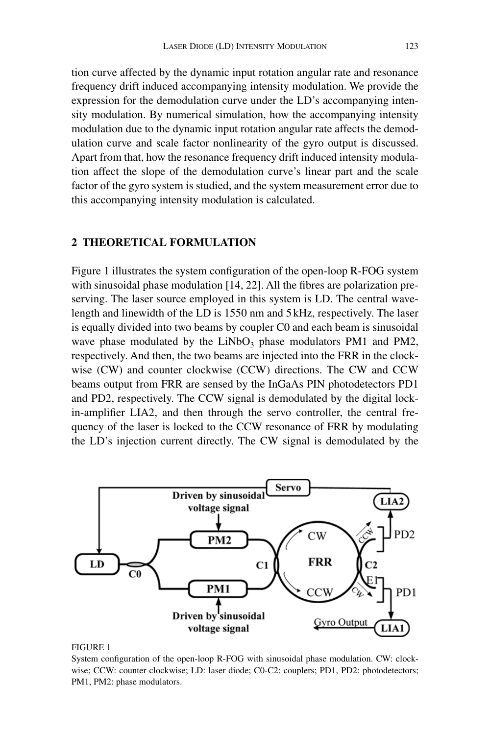tion curve affected by the dynamic input rotation angular rate and resonance frequency drift induced accompanying intensity modulation. We provide the expression for the demodulation curve under the LD's accompanying intensity modulation. By numerical simulation, how the accompanying intensity modulation due to the dynamic input rotation angular rate affects the demodulation curve and scale factor nonlinearity of the gyro output is discussed. Apart from that, how the resonance frequency drift induced intensity modulation affect the slope of the demodulation curve's linear part and the scale factor of the gyro system is studied, and the system measurement error due to this accompanying intensity modulation is calculated.

## 2 THEORETICAL FORMULATION

Figure 1 illustrates the system configuration of the open-loop R-FOG system with sinusoidal phase modulation [14, 22]. All the fibres are polarization preserving. The laser source employed in this system is LD. The central wavelength and linewidth of the LD is 1550 nm and 5 kHz, respectively. The laser is equally divided into two beams by coupler C0 and each beam is sinusoidal wave phase modulated by the $LiNbO_3$ phase modulators PM1 and PM2, respectively. And then, the two beams are injected into the FRR in the clockwise (CW) and counter clockwise (CCW) directions. The CW and CCW beams output from FRR are sensed by the InGaAs PIN photodetectors PD1 and PD2, respectively. The CCW signal is demodulated by the digital lock-in-amplifier LIA2, and then through the servo controller, the central frequency of the laser is locked to the CCW resonance of FRR by modulating the LD's injection current directly. The CW signal is demodulated by the

FIGURE 1
System configuration of the open-loop R-FOG with sinusoidal phase modulation. CW: clockwise; CCW: counter clockwise; LD: laser diode; C0-C2: couplers; PD1, PD2: photodetectors; PM1, PM2: phase modulators.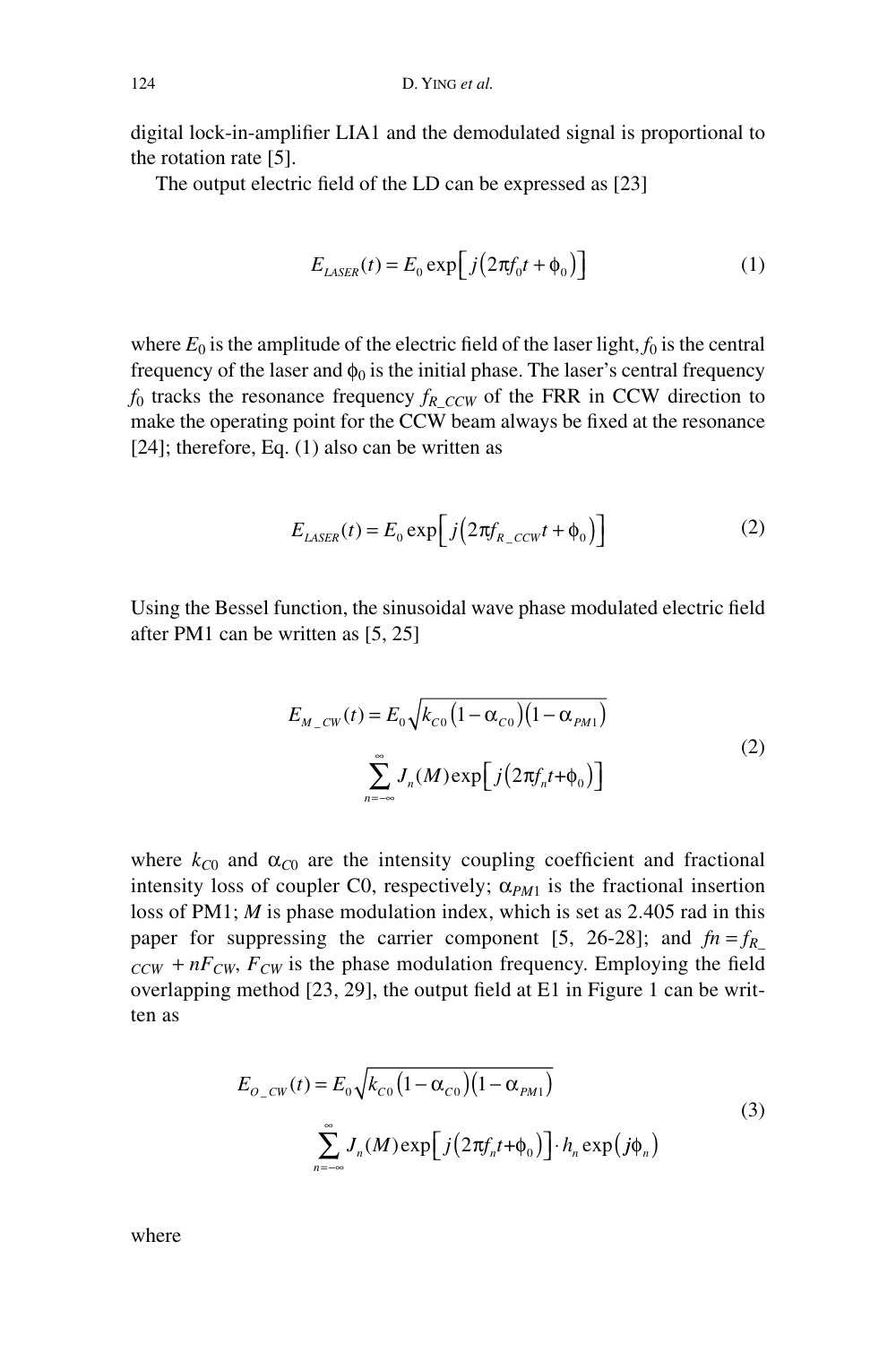digital lock-in-amplifier LIA1 and the demodulated signal is proportional to the rotation rate [5].

The output electric field of the LD can be expressed as [23]

$$E_{LASER}(t) = E_0 \exp\left[ j\left(2\pi f_0 t + \phi_0\right)\right] \tag{1}$$

where $E_0$ is the amplitude of the electric field of the laser light, $f_0$ is the central frequency of the laser and $\phi_0$ is the initial phase. The laser's central frequency $f_0$ tracks the resonance frequency $f_{R\_CCW}$ of the FRR in CCW direction to make the operating point for the CCW beam always be fixed at the resonance [24]; therefore, Eq. (1) also can be written as

$$E_{LASER}(t) = E_0 \exp\left[ j\left(2\pi f_{R\_CCW} t + \phi_0\right)\right] \tag{2}$$

Using the Bessel function, the sinusoidal wave phase modulated electric field after PM1 can be written as [5, 25]

$$E_{M\_CW}(t) = E_0 \sqrt{k_{C0}\left(1-\alpha_{C0}\right)\left(1-\alpha_{PM1}\right)} \sum_{n=-\infty}^{\infty} J_n(M) \exp\left[ j\left(2\pi f_n t + \phi_0\right)\right] \tag{2}$$

where $k_{C0}$ and $\alpha_{C0}$ are the intensity coupling coefficient and fractional intensity loss of coupler C0, respectively; $\alpha_{PM1}$ is the fractional insertion loss of PM1; $M$ is phase modulation index, which is set as 2.405 rad in this paper for suppressing the carrier component [5, 26-28]; and $fn = f_{R\_CCW} + nF_{CW}$, $F_{CW}$ is the phase modulation frequency. Employing the field overlapping method [23, 29], the output field at E1 in Figure 1 can be written as

$$E_{O\_CW}(t) = E_0 \sqrt{k_{C0}\left(1-\alpha_{C0}\right)\left(1-\alpha_{PM1}\right)} \sum_{n=-\infty}^{\infty} J_n(M) \exp\left[ j\left(2\pi f_n t + \phi_0\right)\right] \cdot h_n \exp\left(j\phi_n\right) \tag{3}$$

where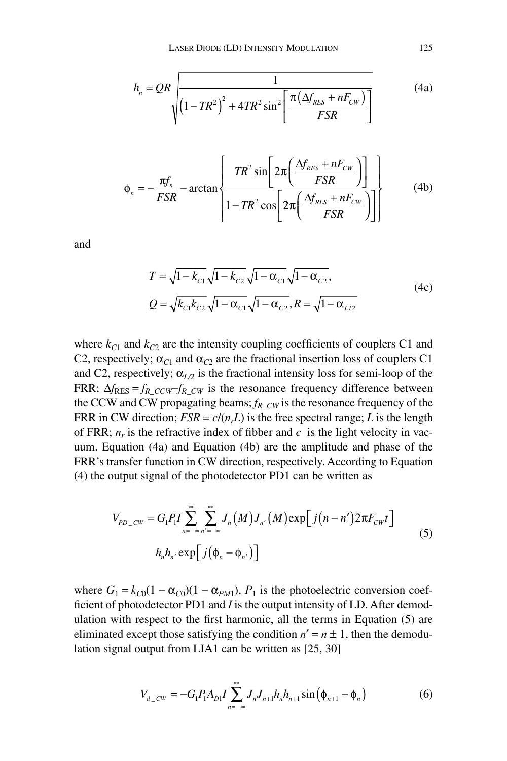$$h_n = QR\sqrt{\frac{1}{\left(1-TR^2\right)^2 + 4TR^2\sin^2\left[\frac{\pi\left(\Delta f_{RES} + nF_{CW}\right)}{FSR}\right]}} \tag{4a}$$

$$\phi_n = -\frac{\pi f_n}{FSR} - \arctan\left\{\frac{TR^2\sin\left[2\pi\left(\frac{\Delta f_{RES} + nF_{CW}}{FSR}\right)\right]}{1 - TR^2\cos\left[2\pi\left(\frac{\Delta f_{RES} + nF_{CW}}{FSR}\right)\right]}\right\} \tag{4b}$$

and

$$\begin{aligned} T &= \sqrt{1-k_{C1}}\sqrt{1-k_{C2}}\sqrt{1-\alpha_{C1}}\sqrt{1-\alpha_{C2}}, \\ Q &= \sqrt{k_{C1}k_{C2}}\sqrt{1-\alpha_{C1}}\sqrt{1-\alpha_{C2}}, R = \sqrt{1-\alpha_{L/2}} \end{aligned} \tag{4c}$$

where $k_{C1}$ and $k_{C2}$ are the intensity coupling coefficients of couplers C1 and C2, respectively; $\alpha_{C1}$ and $\alpha_{C2}$ are the fractional insertion loss of couplers C1 and C2, respectively; $\alpha_{L/2}$ is the fractional intensity loss for semi-loop of the FRR; $\Delta f_{RES} = f_{R\_CCW} - f_{R\_CW}$ is the resonance frequency difference between the CCW and CW propagating beams; $f_{R\_CW}$ is the resonance frequency of the FRR in CW direction; $FSR = c/(n_r L)$ is the free spectral range; $L$ is the length of FRR; $n_r$ is the refractive index of fibber and $c$ is the light velocity in vacuum. Equation (4a) and Equation (4b) are the amplitude and phase of the FRR's transfer function in CW direction, respectively. According to Equation (4) the output signal of the photodetector PD1 can be written as

$$\begin{aligned} V_{PD\_CW} = G_1 P_1 I \sum_{n=-\infty}^{\infty}\sum_{n'=-\infty}^{\infty} J_n(M) J_{n'}(M) \exp\left[j(n-n')2\pi F_{CW} t\right] \\ h_n h_{n'} \exp\left[j\left(\phi_n - \phi_{n'}\right)\right] \end{aligned} \tag{5}$$

where $G_1 = k_{C0}(1-\alpha_{C0})(1-\alpha_{PM1})$, $P_1$ is the photoelectric conversion coefficient of photodetector PD1 and $I$ is the output intensity of LD. After demodulation with respect to the first harmonic, all the terms in Equation (5) are eliminated except those satisfying the condition $n' = n \pm 1$, then the demodulation signal output from LIA1 can be written as [25, 30]

$$V_{d\_CW} = -G_1 P_1 A_{D1} I \sum_{n=-\infty}^{\infty} J_n J_{n+1} h_n h_{n+1} \sin\left(\phi_{n+1} - \phi_n\right) \tag{6}$$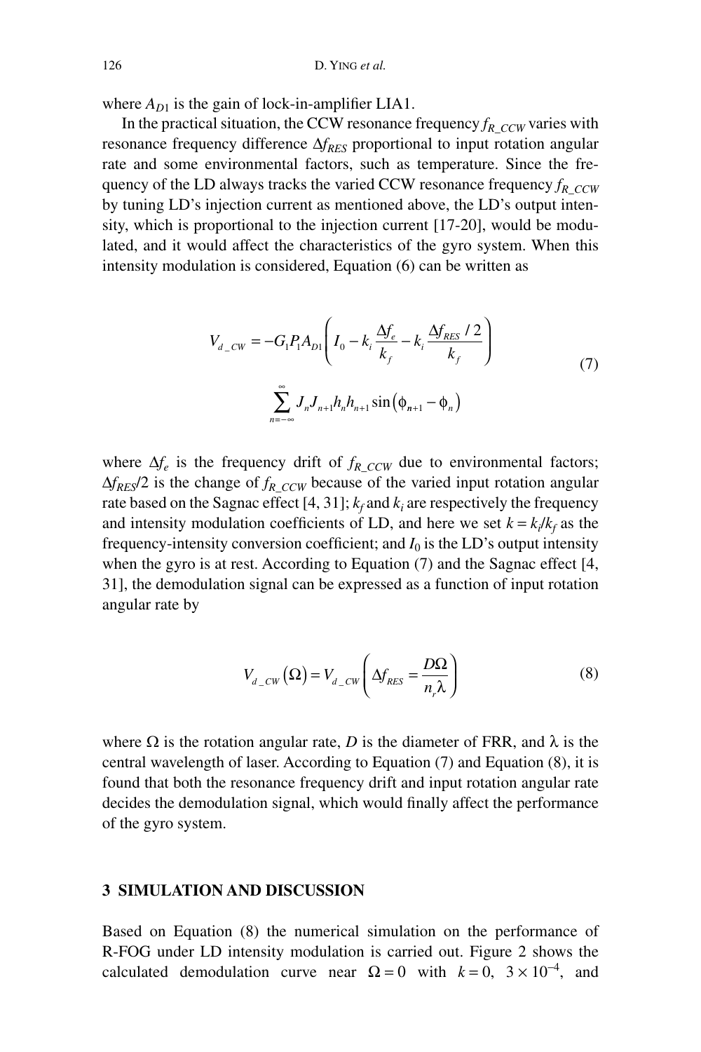where $A_{D1}$ is the gain of lock-in-amplifier LIA1.

In the practical situation, the CCW resonance frequency $f_{R\_CCW}$ varies with resonance frequency difference $\Delta f_{RES}$ proportional to input rotation angular rate and some environmental factors, such as temperature. Since the frequency of the LD always tracks the varied CCW resonance frequency $f_{R\_CCW}$ by tuning LD's injection current as mentioned above, the LD's output intensity, which is proportional to the injection current [17-20], would be modulated, and it would affect the characteristics of the gyro system. When this intensity modulation is considered, Equation (6) can be written as

$$V_{d\_CW} = -G_1 P_1 A_{D1}\left(I_0 - k_i\frac{\Delta f_e}{k_f} - k_i\frac{\Delta f_{RES}/2}{k_f}\right)\sum_{n=-\infty}^{\infty} J_n J_{n+1} h_n h_{n+1}\sin\left(\phi_{n+1}-\phi_n\right) \tag{7}$$

where $\Delta f_e$ is the frequency drift of $f_{R\_CCW}$ due to environmental factors; $\Delta f_{RES}/2$ is the change of $f_{R\_CCW}$ because of the varied input rotation angular rate based on the Sagnac effect [4, 31]; $k_f$ and $k_i$ are respectively the frequency and intensity modulation coefficients of LD, and here we set $k = k_i/k_f$ as the frequency-intensity conversion coefficient; and $I_0$ is the LD's output intensity when the gyro is at rest. According to Equation (7) and the Sagnac effect [4, 31], the demodulation signal can be expressed as a function of input rotation angular rate by

$$V_{d\_CW}\left(\Omega\right) = V_{d\_CW}\left(\Delta f_{RES} = \frac{D\Omega}{n_r\lambda}\right) \tag{8}$$

where $\Omega$ is the rotation angular rate, $D$ is the diameter of FRR, and $\lambda$ is the central wavelength of laser. According to Equation (7) and Equation (8), it is found that both the resonance frequency drift and input rotation angular rate decides the demodulation signal, which would finally affect the performance of the gyro system.

## 3 SIMULATION AND DISCUSSION

Based on Equation (8) the numerical simulation on the performance of R-FOG under LD intensity modulation is carried out. Figure 2 shows the calculated demodulation curve near $\Omega = 0$ with $k = 0$, $3 \times 10^{-4}$, and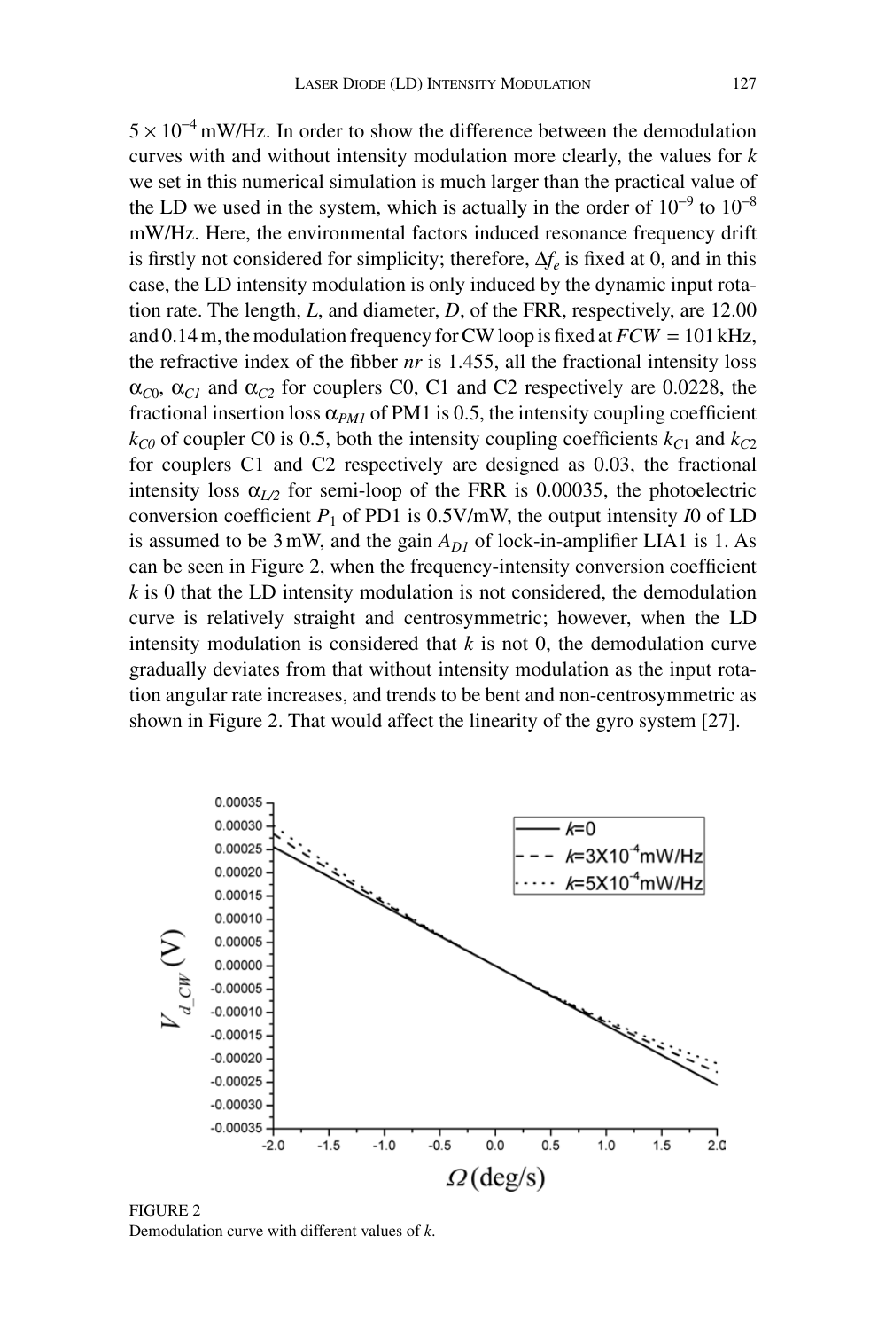$5 \times 10^{-4}$ mW/Hz. In order to show the difference between the demodulation curves with and without intensity modulation more clearly, the values for $k$ we set in this numerical simulation is much larger than the practical value of the LD we used in the system, which is actually in the order of $10^{-9}$ to $10^{-8}$ mW/Hz. Here, the environmental factors induced resonance frequency drift is firstly not considered for simplicity; therefore, $\Delta f_e$ is fixed at 0, and in this case, the LD intensity modulation is only induced by the dynamic input rotation rate. The length, $L$, and diameter, $D$, of the FRR, respectively, are 12.00 and 0.14 m, the modulation frequency for CW loop is fixed at $FCW = 101$ kHz, the refractive index of the fibber $nr$ is 1.455, all the fractional intensity loss $\alpha_{C0}$, $\alpha_{C1}$ and $\alpha_{C2}$ for couplers C0, C1 and C2 respectively are 0.0228, the fractional insertion loss $\alpha_{PM1}$ of PM1 is 0.5, the intensity coupling coefficient $k_{C0}$ of coupler C0 is 0.5, both the intensity coupling coefficients $k_{C1}$ and $k_{C2}$ for couplers C1 and C2 respectively are designed as 0.03, the fractional intensity loss $\alpha_{L/2}$ for semi-loop of the FRR is 0.00035, the photoelectric conversion coefficient $P_1$ of PD1 is 0.5V/mW, the output intensity $I0$ of LD is assumed to be 3 mW, and the gain $A_{D1}$ of lock-in-amplifier LIA1 is 1. As can be seen in Figure 2, when the frequency-intensity conversion coefficient $k$ is 0 that the LD intensity modulation is not considered, the demodulation curve is relatively straight and centrosymmetric; however, when the LD intensity modulation is considered that $k$ is not 0, the demodulation curve gradually deviates from that without intensity modulation as the input rotation angular rate increases, and trends to be bent and non-centrosymmetric as shown in Figure 2. That would affect the linearity of the gyro system [27].

FIGURE 2
Demodulation curve with different values of $k$.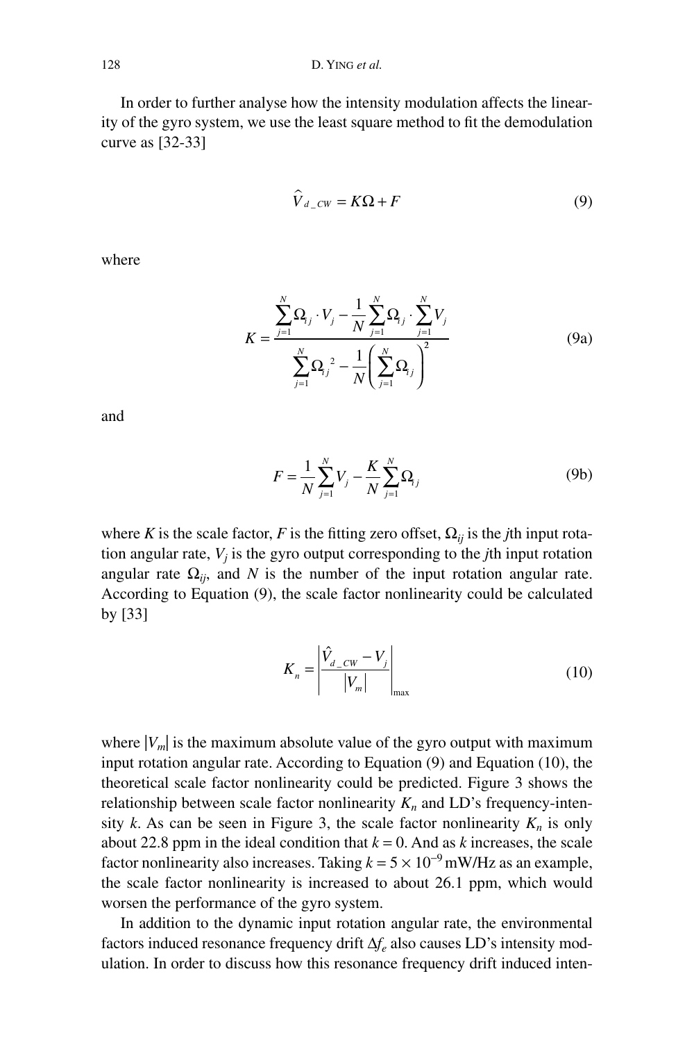In order to further analyse how the intensity modulation affects the linearity of the gyro system, we use the least square method to fit the demodulation curve as [32-33]

$$\hat{V}_{d\_CW} = K\Omega + F \tag{9}$$

where

$$K = \frac{\sum_{j=1}^{N} \Omega_{ij} \cdot V_j - \frac{1}{N}\sum_{j=1}^{N} \Omega_{ij} \cdot \sum_{j=1}^{N} V_j}{\sum_{j=1}^{N} {\Omega_{ij}}^2 - \frac{1}{N}\left(\sum_{j=1}^{N} \Omega_{ij}\right)^2} \tag{9a}$$

and

$$F = \frac{1}{N}\sum_{j=1}^{N} V_j - \frac{K}{N}\sum_{j=1}^{N} \Omega_{ij} \tag{9b}$$

where $K$ is the scale factor, $F$ is the fitting zero offset, $\Omega_{ij}$ is the $j$th input rotation angular rate, $V_j$ is the gyro output corresponding to the $j$th input rotation angular rate $\Omega_{ij}$, and $N$ is the number of the input rotation angular rate. According to Equation (9), the scale factor nonlinearity could be calculated by [33]

$$K_n = \left| \frac{\hat{V}_{d\_CW} - V_j}{|V_m|} \right|_{\max} \tag{10}$$

where $|V_m|$ is the maximum absolute value of the gyro output with maximum input rotation angular rate. According to Equation (9) and Equation (10), the theoretical scale factor nonlinearity could be predicted. Figure 3 shows the relationship between scale factor nonlinearity $K_n$ and LD's frequency-intensity $k$. As can be seen in Figure 3, the scale factor nonlinearity $K_n$ is only about 22.8 ppm in the ideal condition that $k = 0$. And as $k$ increases, the scale factor nonlinearity also increases. Taking $k = 5 \times 10^{-9}$ mW/Hz as an example, the scale factor nonlinearity is increased to about 26.1 ppm, which would worsen the performance of the gyro system.

In addition to the dynamic input rotation angular rate, the environmental factors induced resonance frequency drift $\Delta f_e$ also causes LD's intensity modulation. In order to discuss how this resonance frequency drift induced inten-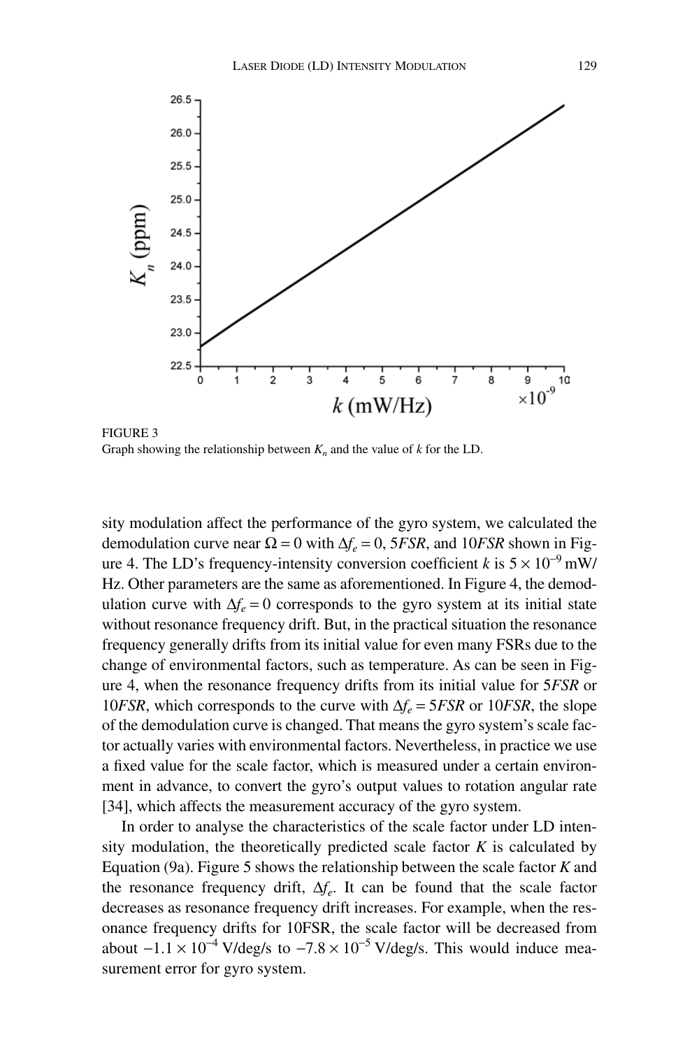FIGURE 3
Graph showing the relationship between $K_n$ and the value of $k$ for the LD.

sity modulation affect the performance of the gyro system, we calculated the demodulation curve near $\Omega = 0$ with $\Delta f_e = 0$, $5FSR$, and $10FSR$ shown in Figure 4. The LD's frequency-intensity conversion coefficient $k$ is $5 \times 10^{-9}$ mW/Hz. Other parameters are the same as aforementioned. In Figure 4, the demodulation curve with $\Delta f_e = 0$ corresponds to the gyro system at its initial state without resonance frequency drift. But, in the practical situation the resonance frequency generally drifts from its initial value for even many FSRs due to the change of environmental factors, such as temperature. As can be seen in Figure 4, when the resonance frequency drifts from its initial value for $5FSR$ or $10FSR$, which corresponds to the curve with $\Delta f_e = 5FSR$ or $10FSR$, the slope of the demodulation curve is changed. That means the gyro system's scale factor actually varies with environmental factors. Nevertheless, in practice we use a fixed value for the scale factor, which is measured under a certain environment in advance, to convert the gyro's output values to rotation angular rate [34], which affects the measurement accuracy of the gyro system.

In order to analyse the characteristics of the scale factor under LD intensity modulation, the theoretically predicted scale factor $K$ is calculated by Equation (9a). Figure 5 shows the relationship between the scale factor $K$ and the resonance frequency drift, $\Delta f_e$. It can be found that the scale factor decreases as resonance frequency drift increases. For example, when the resonance frequency drifts for 10FSR, the scale factor will be decreased from about $-1.1 \times 10^{-4}$ V/deg/s to $-7.8 \times 10^{-5}$ V/deg/s. This would induce measurement error for gyro system.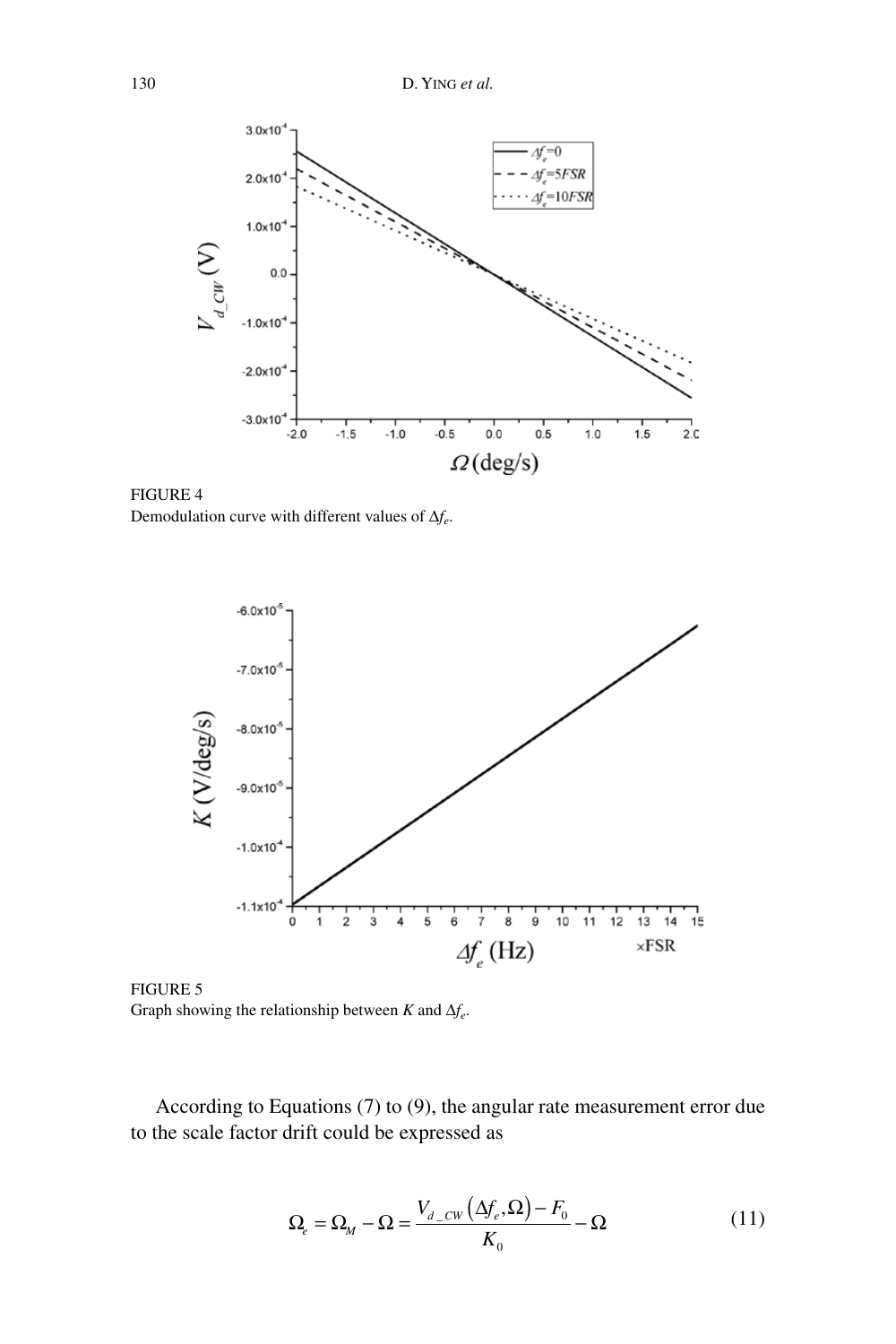FIGURE 4
Demodulation curve with different values of $\Delta f_e$.

FIGURE 5
Graph showing the relationship between $K$ and $\Delta f_e$.

According to Equations (7) to (9), the angular rate measurement error due to the scale factor drift could be expressed as

$$\Omega_e = \Omega_M - \Omega = \frac{V_{d\_CW}\left(\Delta f_e, \Omega\right) - F_0}{K_0} - \Omega \tag{11}$$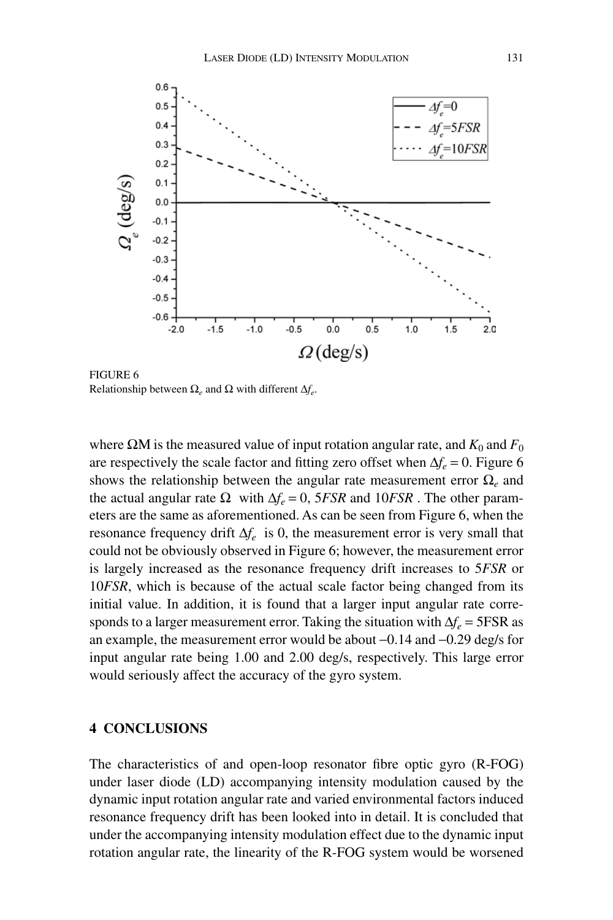FIGURE 6
Relationship between $\Omega_e$ and $\Omega$ with different $\Delta f_e$.

where ΩM is the measured value of input rotation angular rate, and $K_0$ and $F_0$ are respectively the scale factor and fitting zero offset when $\Delta f_e = 0$. Figure 6 shows the relationship between the angular rate measurement error $\Omega_e$ and the actual angular rate $\Omega$ with $\Delta f_e = 0$, $5FSR$ and $10FSR$. The other parameters are the same as aforementioned. As can be seen from Figure 6, when the resonance frequency drift $\Delta f_e$ is 0, the measurement error is very small that could not be obviously observed in Figure 6; however, the measurement error is largely increased as the resonance frequency drift increases to $5FSR$ or $10FSR$, which is because of the actual scale factor being changed from its initial value. In addition, it is found that a larger input angular rate corresponds to a larger measurement error. Taking the situation with $\Delta f_e$ = 5FSR as an example, the measurement error would be about –0.14 and –0.29 deg/s for input angular rate being 1.00 and 2.00 deg/s, respectively. This large error would seriously affect the accuracy of the gyro system.

## 4 CONCLUSIONS

The characteristics of and open-loop resonator fibre optic gyro (R-FOG) under laser diode (LD) accompanying intensity modulation caused by the dynamic input rotation angular rate and varied environmental factors induced resonance frequency drift has been looked into in detail. It is concluded that under the accompanying intensity modulation effect due to the dynamic input rotation angular rate, the linearity of the R-FOG system would be worsened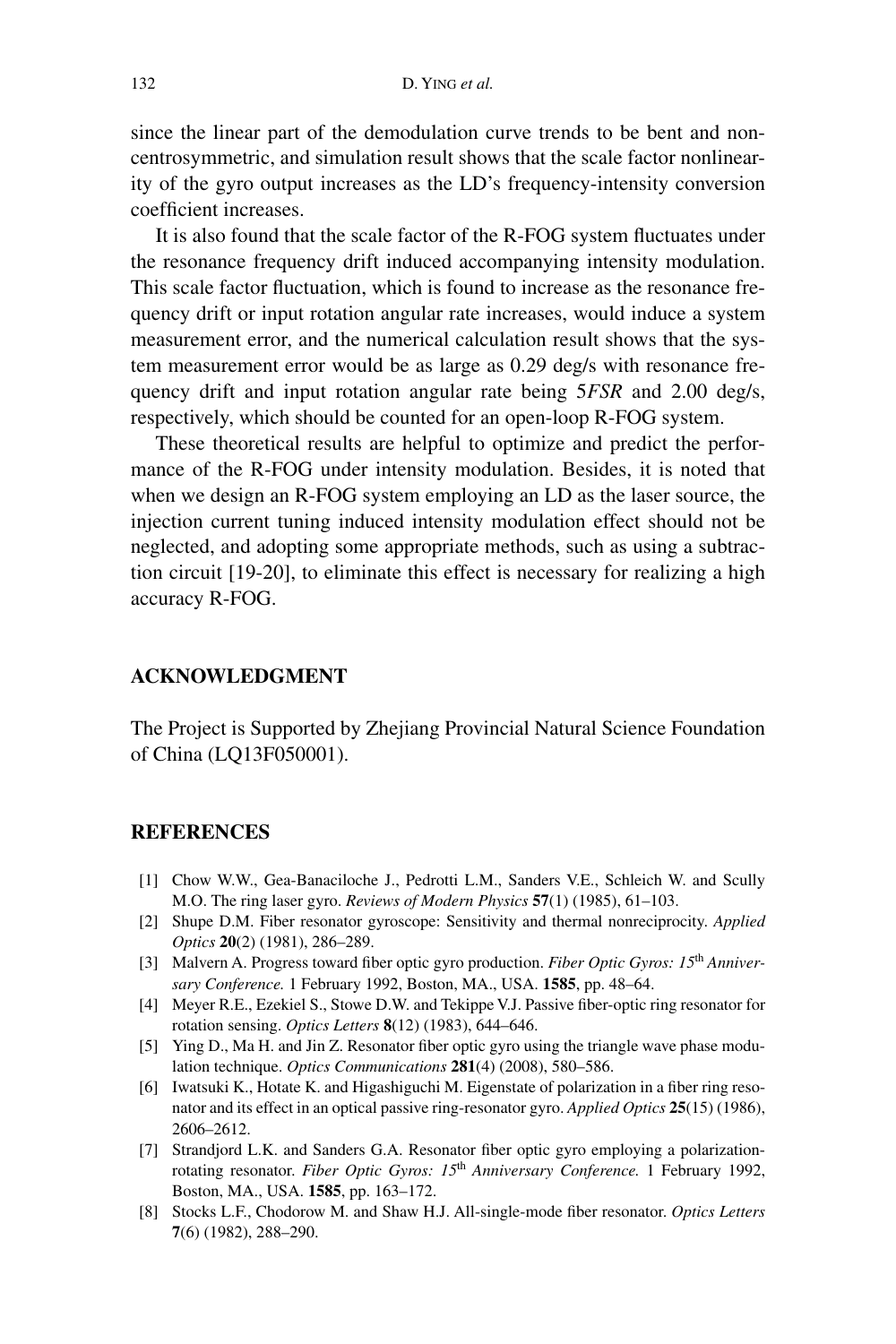since the linear part of the demodulation curve trends to be bent and non-centrosymmetric, and simulation result shows that the scale factor nonlinearity of the gyro output increases as the LD's frequency-intensity conversion coefficient increases.

It is also found that the scale factor of the R-FOG system fluctuates under the resonance frequency drift induced accompanying intensity modulation. This scale factor fluctuation, which is found to increase as the resonance frequency drift or input rotation angular rate increases, would induce a system measurement error, and the numerical calculation result shows that the system measurement error would be as large as 0.29 deg/s with resonance frequency drift and input rotation angular rate being 5*FSR* and 2.00 deg/s, respectively, which should be counted for an open-loop R-FOG system.

These theoretical results are helpful to optimize and predict the performance of the R-FOG under intensity modulation. Besides, it is noted that when we design an R-FOG system employing an LD as the laser source, the injection current tuning induced intensity modulation effect should not be neglected, and adopting some appropriate methods, such as using a subtraction circuit [19-20], to eliminate this effect is necessary for realizing a high accuracy R-FOG.

## ACKNOWLEDGMENT

The Project is Supported by Zhejiang Provincial Natural Science Foundation of China (LQ13F050001).

## REFERENCES

[1] Chow W.W., Gea-Banaciloche J., Pedrotti L.M., Sanders V.E., Schleich W. and Scully M.O. The ring laser gyro. *Reviews of Modern Physics* **57**(1) (1985), 61–103.

[2] Shupe D.M. Fiber resonator gyroscope: Sensitivity and thermal nonreciprocity. *Applied Optics* **20**(2) (1981), 286–289.

[3] Malvern A. Progress toward fiber optic gyro production. *Fiber Optic Gyros: 15th Anniversary Conference.* 1 February 1992, Boston, MA., USA. **1585**, pp. 48–64.

[4] Meyer R.E., Ezekiel S., Stowe D.W. and Tekippe V.J. Passive fiber-optic ring resonator for rotation sensing. *Optics Letters* **8**(12) (1983), 644–646.

[5] Ying D., Ma H. and Jin Z. Resonator fiber optic gyro using the triangle wave phase modulation technique. *Optics Communications* **281**(4) (2008), 580–586.

[6] Iwatsuki K., Hotate K. and Higashiguchi M. Eigenstate of polarization in a fiber ring resonator and its effect in an optical passive ring-resonator gyro. *Applied Optics* **25**(15) (1986), 2606–2612.

[7] Strandjord L.K. and Sanders G.A. Resonator fiber optic gyro employing a polarization-rotating resonator. *Fiber Optic Gyros: 15th Anniversary Conference.* 1 February 1992, Boston, MA., USA. **1585**, pp. 163–172.

[8] Stocks L.F., Chodorow M. and Shaw H.J. All-single-mode fiber resonator. *Optics Letters* **7**(6) (1982), 288–290.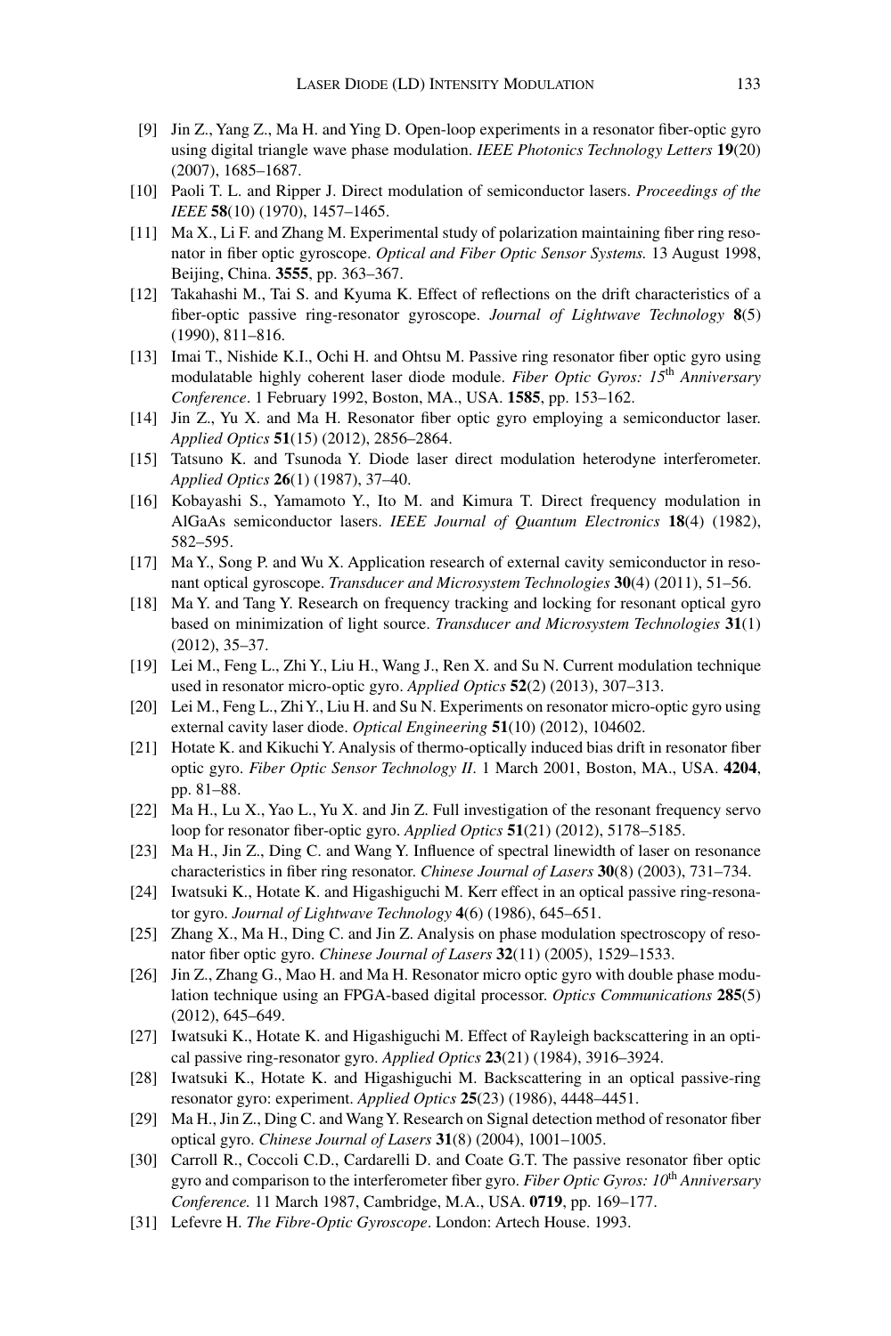[9] Jin Z., Yang Z., Ma H. and Ying D. Open-loop experiments in a resonator fiber-optic gyro using digital triangle wave phase modulation. *IEEE Photonics Technology Letters* **19**(20) (2007), 1685–1687.

[10] Paoli T. L. and Ripper J. Direct modulation of semiconductor lasers. *Proceedings of the IEEE* **58**(10) (1970), 1457–1465.

[11] Ma X., Li F. and Zhang M. Experimental study of polarization maintaining fiber ring resonator in fiber optic gyroscope. *Optical and Fiber Optic Sensor Systems.* 13 August 1998, Beijing, China. **3555**, pp. 363–367.

[12] Takahashi M., Tai S. and Kyuma K. Effect of reflections on the drift characteristics of a fiber-optic passive ring-resonator gyroscope. *Journal of Lightwave Technology* **8**(5) (1990), 811–816.

[13] Imai T., Nishide K.I., Ochi H. and Ohtsu M. Passive ring resonator fiber optic gyro using modulatable highly coherent laser diode module. *Fiber Optic Gyros: 15th Anniversary Conference*. 1 February 1992, Boston, MA., USA. **1585**, pp. 153–162.

[14] Jin Z., Yu X. and Ma H. Resonator fiber optic gyro employing a semiconductor laser. *Applied Optics* **51**(15) (2012), 2856–2864.

[15] Tatsuno K. and Tsunoda Y. Diode laser direct modulation heterodyne interferometer. *Applied Optics* **26**(1) (1987), 37–40.

[16] Kobayashi S., Yamamoto Y., Ito M. and Kimura T. Direct frequency modulation in AlGaAs semiconductor lasers. *IEEE Journal of Quantum Electronics* **18**(4) (1982), 582–595.

[17] Ma Y., Song P. and Wu X. Application research of external cavity semiconductor in resonant optical gyroscope. *Transducer and Microsystem Technologies* **30**(4) (2011), 51–56.

[18] Ma Y. and Tang Y. Research on frequency tracking and locking for resonant optical gyro based on minimization of light source. *Transducer and Microsystem Technologies* **31**(1) (2012), 35–37.

[19] Lei M., Feng L., Zhi Y., Liu H., Wang J., Ren X. and Su N. Current modulation technique used in resonator micro-optic gyro. *Applied Optics* **52**(2) (2013), 307–313.

[20] Lei M., Feng L., Zhi Y., Liu H. and Su N. Experiments on resonator micro-optic gyro using external cavity laser diode. *Optical Engineering* **51**(10) (2012), 104602.

[21] Hotate K. and Kikuchi Y. Analysis of thermo-optically induced bias drift in resonator fiber optic gyro. *Fiber Optic Sensor Technology II*. 1 March 2001, Boston, MA., USA. **4204**, pp. 81–88.

[22] Ma H., Lu X., Yao L., Yu X. and Jin Z. Full investigation of the resonant frequency servo loop for resonator fiber-optic gyro. *Applied Optics* **51**(21) (2012), 5178–5185.

[23] Ma H., Jin Z., Ding C. and Wang Y. Influence of spectral linewidth of laser on resonance characteristics in fiber ring resonator. *Chinese Journal of Lasers* **30**(8) (2003), 731–734.

[24] Iwatsuki K., Hotate K. and Higashiguchi M. Kerr effect in an optical passive ring-resonator gyro. *Journal of Lightwave Technology* **4**(6) (1986), 645–651.

[25] Zhang X., Ma H., Ding C. and Jin Z. Analysis on phase modulation spectroscopy of resonator fiber optic gyro. *Chinese Journal of Lasers* **32**(11) (2005), 1529–1533.

[26] Jin Z., Zhang G., Mao H. and Ma H. Resonator micro optic gyro with double phase modulation technique using an FPGA-based digital processor. *Optics Communications* **285**(5) (2012), 645–649.

[27] Iwatsuki K., Hotate K. and Higashiguchi M. Effect of Rayleigh backscattering in an optical passive ring-resonator gyro. *Applied Optics* **23**(21) (1984), 3916–3924.

[28] Iwatsuki K., Hotate K. and Higashiguchi M. Backscattering in an optical passive-ring resonator gyro: experiment. *Applied Optics* **25**(23) (1986), 4448–4451.

[29] Ma H., Jin Z., Ding C. and Wang Y. Research on Signal detection method of resonator fiber optical gyro. *Chinese Journal of Lasers* **31**(8) (2004), 1001–1005.

[30] Carroll R., Coccoli C.D., Cardarelli D. and Coate G.T. The passive resonator fiber optic gyro and comparison to the interferometer fiber gyro. *Fiber Optic Gyros: 10th Anniversary Conference.* 11 March 1987, Cambridge, M.A., USA. **0719**, pp. 169–177.

[31] Lefevre H. *The Fibre-Optic Gyroscope*. London: Artech House. 1993.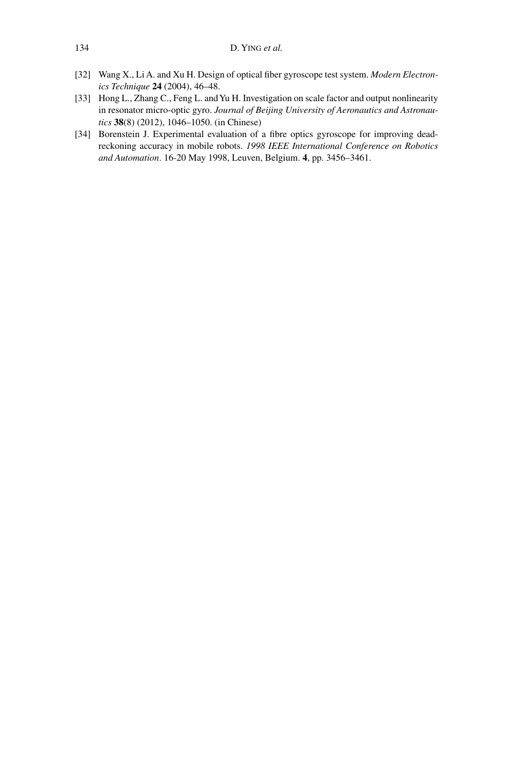[32] Wang X., Li A. and Xu H. Design of optical fiber gyroscope test system. *Modern Electronics Technique* **24** (2004), 46–48.

[33] Hong L., Zhang C., Feng L. and Yu H. Investigation on scale factor and output nonlinearity in resonator micro-optic gyro. *Journal of Beijing University of Aeronautics and Astronautics* **38**(8) (2012), 1046–1050. (in Chinese)

[34] Borenstein J. Experimental evaluation of a fibre optics gyroscope for improving dead-reckoning accuracy in mobile robots. *1998 IEEE International Conference on Robotics and Automation*. 16-20 May 1998, Leuven, Belgium. **4**, pp. 3456–3461.